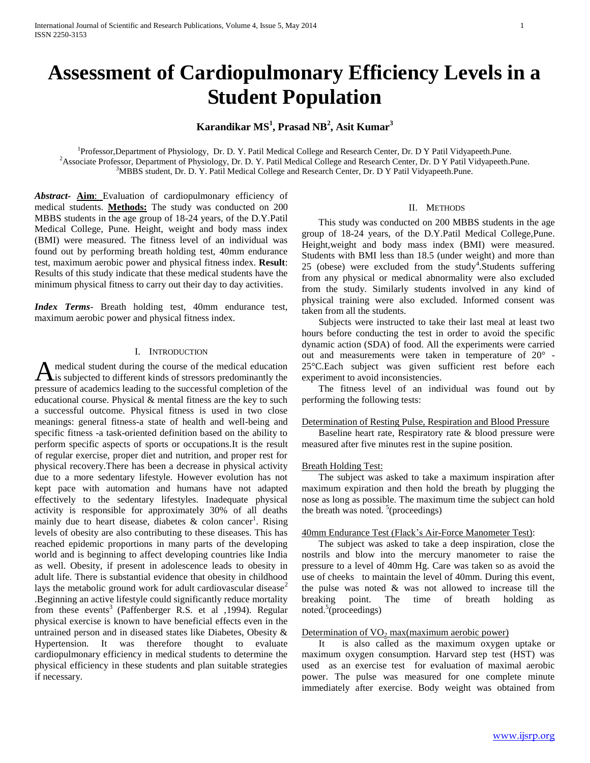# Assessment of Cardiopulmonary Efficiency Levels in a Student Population

**Karandikar MS[1], Prasad NB[2], Asit Kumar[3]**

[1]Professor,Department of Physiology, Dr. D. Y. Patil Medical College and Research Center, Dr. D Y Patil Vidyapeeth.Pune.
[2]Associate Professor, Department of Physiology, Dr. D. Y. Patil Medical College and Research Center, Dr. D Y Patil Vidyapeeth.Pune.
[3]MBBS student, Dr. D. Y. Patil Medical College and Research Center, Dr. D Y Patil Vidyapeeth.Pune.

***Abstract-*** **Aim**: Evaluation of cardiopulmonary efficiency of medical students. **Methods:** The study was conducted on 200 MBBS students in the age group of 18-24 years, of the D.Y.Patil Medical College, Pune. Height, weight and body mass index (BMI) were measured. The fitness level of an individual was found out by performing breath holding test, 40mm endurance test, maximum aerobic power and physical fitness index. **Result**: Results of this study indicate that these medical students have the minimum physical fitness to carry out their day to day activities.

***Index Terms-*** Breath holding test, 40mm endurance test, maximum aerobic power and physical fitness index.

## I. Introduction

A medical student during the course of the medical education is subjected to different kinds of stressors predominantly the pressure of academics leading to the successful completion of the educational course. Physical & mental fitness are the key to such a successful outcome. Physical fitness is used in two close meanings: general fitness-a state of health and well-being and specific fitness -a task-oriented definition based on the ability to perform specific aspects of sports or occupations.It is the result of regular exercise, proper diet and nutrition, and proper rest for physical recovery.There has been a decrease in physical activity due to a more sedentary lifestyle. However evolution has not kept pace with automation and humans have not adapted effectively to the sedentary lifestyles. Inadequate physical activity is responsible for approximately 30% of all deaths mainly due to heart disease, diabetes & colon cancer[1]. Rising levels of obesity are also contributing to these diseases. This has reached epidemic proportions in many parts of the developing world and is beginning to affect developing countries like India as well. Obesity, if present in adolescence leads to obesity in adult life. There is substantial evidence that obesity in childhood lays the metabolic ground work for adult cardiovascular disease[2] .Beginning an active lifestyle could significantly reduce mortality from these events[3] (Paffenberger R.S. et al ,1994). Regular physical exercise is known to have beneficial effects even in the untrained person and in diseased states like Diabetes, Obesity & Hypertension. It was therefore thought to evaluate cardiopulmonary efficiency in medical students to determine the physical efficiency in these students and plan suitable strategies if necessary.

## II. Methods

This study was conducted on 200 MBBS students in the age group of 18-24 years, of the D.Y.Patil Medical College,Pune. Height,weight and body mass index (BMI) were measured. Students with BMI less than 18.5 (under weight) and more than 25 (obese) were excluded from the study[4].Students suffering from any physical or medical abnormality were also excluded from the study. Similarly students involved in any kind of physical training were also excluded. Informed consent was taken from all the students.

Subjects were instructed to take their last meal at least two hours before conducting the test in order to avoid the specific dynamic action (SDA) of food. All the experiments were carried out and measurements were taken in temperature of 20° - 25°C.Each subject was given sufficient rest before each experiment to avoid inconsistencies.

The fitness level of an individual was found out by performing the following tests:

Determination of Resting Pulse, Respiration and Blood Pressure

Baseline heart rate, Respiratory rate & blood pressure were measured after five minutes rest in the supine position.

Breath Holding Test:

The subject was asked to take a maximum inspiration after maximum expiration and then hold the breath by plugging the nose as long as possible. The maximum time the subject can hold the breath was noted. [5](proceedings)

40mm Endurance Test (Flack's Air-Force Manometer Test):

The subject was asked to take a deep inspiration, close the nostrils and blow into the mercury manometer to raise the pressure to a level of 40mm Hg. Care was taken so as avoid the use of cheeks to maintain the level of 40mm. During this event, the pulse was noted & was not allowed to increase till the breaking point. The time of breath holding as noted.[5](proceedings)

Determination of $VO_2$ max(maximum aerobic power)

It is also called as the maximum oxygen uptake or maximum oxygen consumption. Harvard step test (HST) was used as an exercise test for evaluation of maximal aerobic power. The pulse was measured for one complete minute immediately after exercise. Body weight was obtained from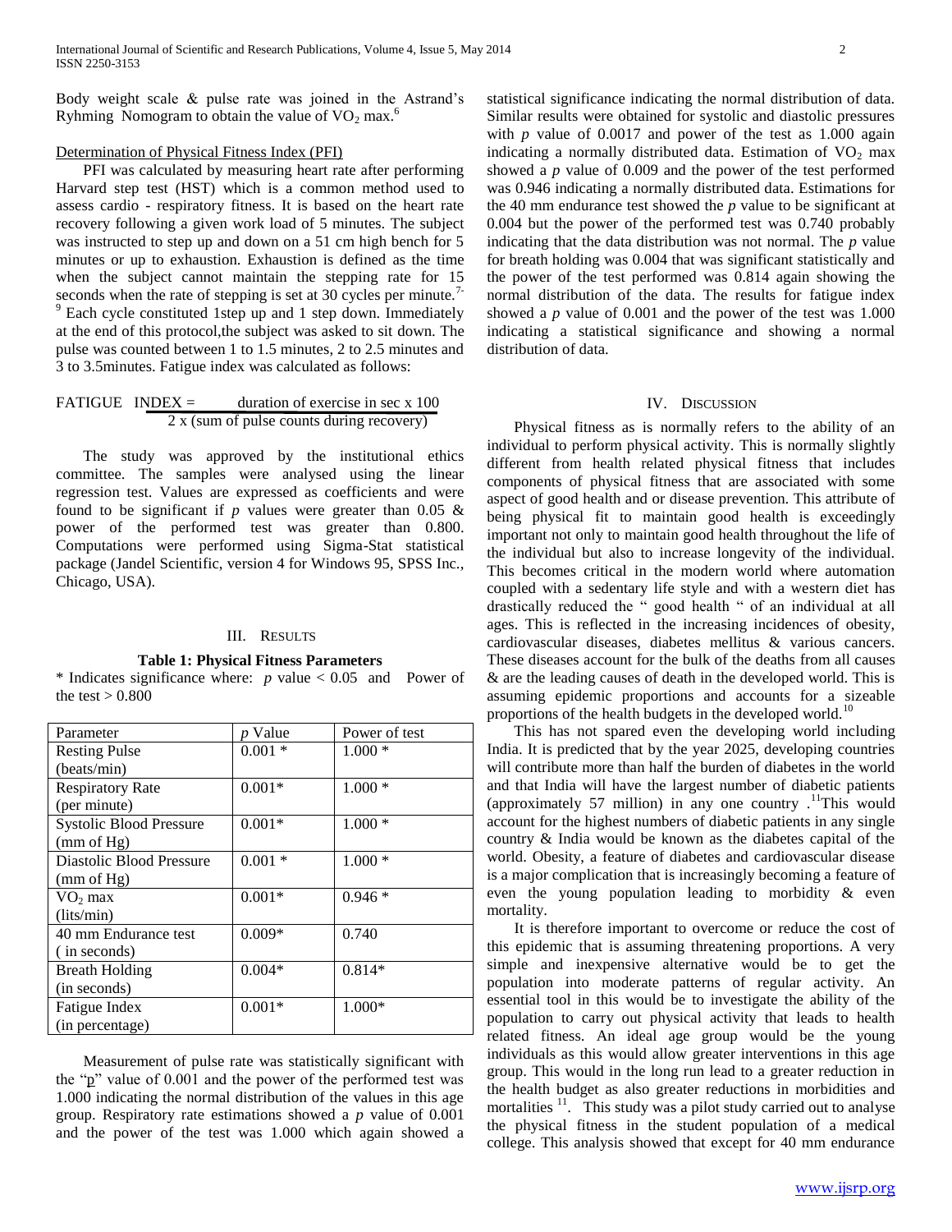Body weight scale & pulse rate was joined in the Astrand's Ryhming Nomogram to obtain the value of $VO_2$ max.[6]

Determination of Physical Fitness Index (PFI)

PFI was calculated by measuring heart rate after performing Harvard step test (HST) which is a common method used to assess cardio - respiratory fitness. It is based on the heart rate recovery following a given work load of 5 minutes. The subject was instructed to step up and down on a 51 cm high bench for 5 minutes or up to exhaustion. Exhaustion is defined as the time when the subject cannot maintain the stepping rate for 15 seconds when the rate of stepping is set at 30 cycles per minute.[7-9] Each cycle constituted 1step up and 1 step down. Immediately at the end of this protocol,the subject was asked to sit down. The pulse was counted between 1 to 1.5 minutes, 2 to 2.5 minutes and 3 to 3.5minutes. Fatigue index was calculated as follows:

$$\text{FATIGUE INDEX} = \frac{\text{duration of exercise in sec x 100}}{\text{2 x (sum of pulse counts during recovery)}}$$

The study was approved by the institutional ethics committee. The samples were analysed using the linear regression test. Values are expressed as coefficients and were found to be significant if *p* values were greater than 0.05 & power of the performed test was greater than 0.800. Computations were performed using Sigma-Stat statistical package (Jandel Scientific, version 4 for Windows 95, SPSS Inc., Chicago, USA).

## III. Results

**Table 1: Physical Fitness Parameters**

* Indicates significance where: *p* value < 0.05 and Power of the test > 0.800

| Parameter | *p* Value | Power of test |
|---|---|---|
| Resting Pulse (beats/min) | 0.001 * | 1.000 * |
| Respiratory Rate (per minute) | 0.001* | 1.000 * |
| Systolic Blood Pressure (mm of Hg) | 0.001* | 1.000 * |
| Diastolic Blood Pressure (mm of Hg) | 0.001 * | 1.000 * |
| $VO_2$ max (lits/min) | 0.001* | 0.946 * |
| 40 mm Endurance test ( in seconds) | 0.009* | 0.740 |
| Breath Holding (in seconds) | 0.004* | 0.814* |
| Fatigue Index (in percentage) | 0.001* | 1.000* |

Measurement of pulse rate was statistically significant with the "p" value of 0.001 and the power of the performed test was 1.000 indicating the normal distribution of the values in this age group. Respiratory rate estimations showed a *p* value of 0.001 and the power of the test was 1.000 which again showed a statistical significance indicating the normal distribution of data. Similar results were obtained for systolic and diastolic pressures with *p* value of 0.0017 and power of the test as 1.000 again indicating a normally distributed data. Estimation of $VO_2$ max showed a *p* value of 0.009 and the power of the test performed was 0.946 indicating a normally distributed data. Estimations for the 40 mm endurance test showed the *p* value to be significant at 0.004 but the power of the performed test was 0.740 probably indicating that the data distribution was not normal. The *p* value for breath holding was 0.004 that was significant statistically and the power of the test performed was 0.814 again showing the normal distribution of the data. The results for fatigue index showed a *p* value of 0.001 and the power of the test was 1.000 indicating a statistical significance and showing a normal distribution of data.

## IV. Discussion

Physical fitness as is normally refers to the ability of an individual to perform physical activity. This is normally slightly different from health related physical fitness that includes components of physical fitness that are associated with some aspect of good health and or disease prevention. This attribute of being physical fit to maintain good health is exceedingly important not only to maintain good health throughout the life of the individual but also to increase longevity of the individual. This becomes critical in the modern world where automation coupled with a sedentary life style and with a western diet has drastically reduced the " good health " of an individual at all ages. This is reflected in the increasing incidences of obesity, cardiovascular diseases, diabetes mellitus & various cancers. These diseases account for the bulk of the deaths from all causes & are the leading causes of death in the developed world. This is assuming epidemic proportions and accounts for a sizeable proportions of the health budgets in the developed world.[10]

This has not spared even the developing world including India. It is predicted that by the year 2025, developing countries will contribute more than half the burden of diabetes in the world and that India will have the largest number of diabetic patients (approximately 57 million) in any one country .[11]This would account for the highest numbers of diabetic patients in any single country & India would be known as the diabetes capital of the world. Obesity, a feature of diabetes and cardiovascular disease is a major complication that is increasingly becoming a feature of even the young population leading to morbidity & even mortality.

It is therefore important to overcome or reduce the cost of this epidemic that is assuming threatening proportions. A very simple and inexpensive alternative would be to get the population into moderate patterns of regular activity. An essential tool in this would be to investigate the ability of the population to carry out physical activity that leads to health related fitness. An ideal age group would be the young individuals as this would allow greater interventions in this age group. This would in the long run lead to a greater reduction in the health budget as also greater reductions in morbidities and mortalities [11]. This study was a pilot study carried out to analyse the physical fitness in the student population of a medical college. This analysis showed that except for 40 mm endurance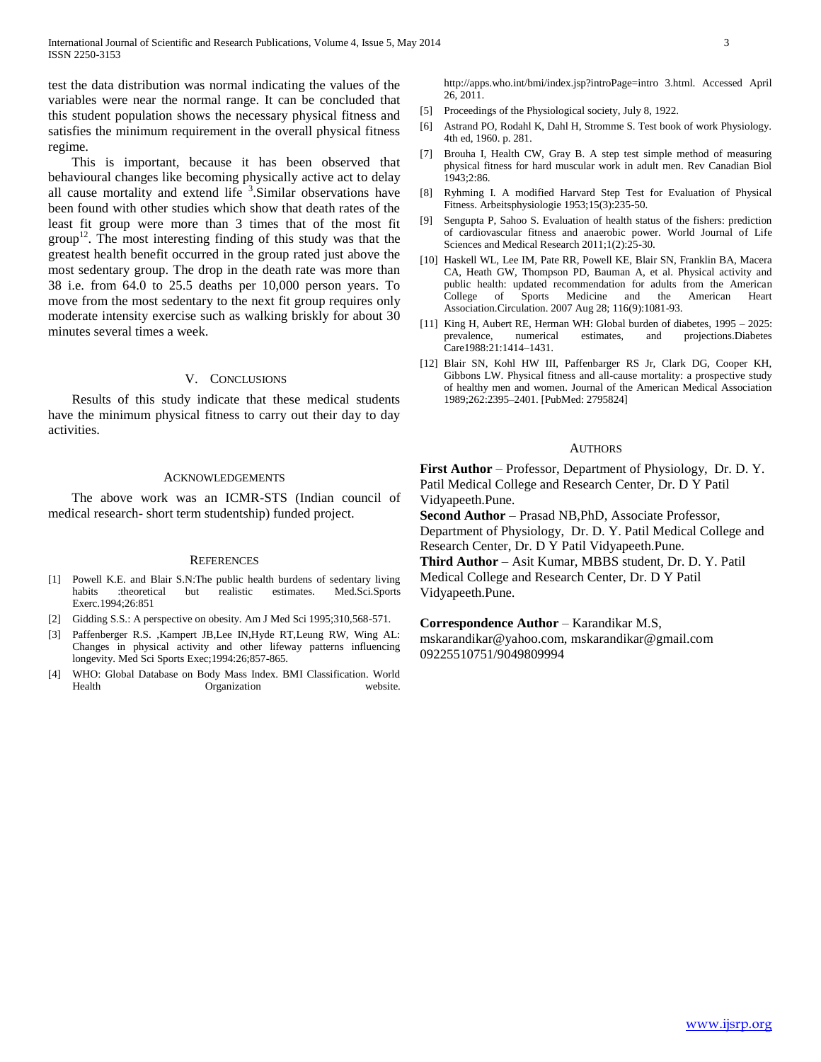test the data distribution was normal indicating the values of the variables were near the normal range. It can be concluded that this student population shows the necessary physical fitness and satisfies the minimum requirement in the overall physical fitness regime.

This is important, because it has been observed that behavioural changes like becoming physically active act to delay all cause mortality and extend life [3].Similar observations have been found with other studies which show that death rates of the least fit group were more than 3 times that of the most fit group[12]. The most interesting finding of this study was that the greatest health benefit occurred in the group rated just above the most sedentary group. The drop in the death rate was more than 38 i.e. from 64.0 to 25.5 deaths per 10,000 person years. To move from the most sedentary to the next fit group requires only moderate intensity exercise such as walking briskly for about 30 minutes several times a week.

## V. Conclusions

Results of this study indicate that these medical students have the minimum physical fitness to carry out their day to day activities.

## Acknowledgements

The above work was an ICMR-STS (Indian council of medical research- short term studentship) funded project.

## References

[1] Powell K.E. and Blair S.N:The public health burdens of sedentary living habits :theoretical but realistic estimates. Med.Sci.Sports Exerc.1994;26:851

[2] Gidding S.S.: A perspective on obesity. Am J Med Sci 1995;310,568-571.

[3] Paffenberger R.S. ,Kampert JB,Lee IN,Hyde RT,Leung RW, Wing AL: Changes in physical activity and other lifeway patterns influencing longevity. Med Sci Sports Exec;1994:26;857-865.

[4] WHO: Global Database on Body Mass Index. BMI Classification. World Health Organization website. http://apps.who.int/bmi/index.jsp?introPage=intro 3.html. Accessed April 26, 2011.

[5] Proceedings of the Physiological society, July 8, 1922.

[6] Astrand PO, Rodahl K, Dahl H, Stromme S. Test book of work Physiology. 4th ed, 1960. p. 281.

[7] Brouha I, Health CW, Gray B. A step test simple method of measuring physical fitness for hard muscular work in adult men. Rev Canadian Biol 1943;2:86.

[8] Ryhming I. A modified Harvard Step Test for Evaluation of Physical Fitness. Arbeitsphysiologie 1953;15(3):235-50.

[9] Sengupta P, Sahoo S. Evaluation of health status of the fishers: prediction of cardiovascular fitness and anaerobic power. World Journal of Life Sciences and Medical Research 2011;1(2):25-30.

[10] Haskell WL, Lee IM, Pate RR, Powell KE, Blair SN, Franklin BA, Macera CA, Heath GW, Thompson PD, Bauman A, et al. Physical activity and public health: updated recommendation for adults from the American College of Sports Medicine and the American Heart Association.Circulation. 2007 Aug 28; 116(9):1081-93.

[11] King H, Aubert RE, Herman WH: Global burden of diabetes, 1995 – 2025: prevalence, numerical estimates, and projections.Diabetes Care1988:21:1414–1431.

[12] Blair SN, Kohl HW III, Paffenbarger RS Jr, Clark DG, Cooper KH, Gibbons LW. Physical fitness and all-cause mortality: a prospective study of healthy men and women. Journal of the American Medical Association 1989;262:2395–2401. [PubMed: 2795824]

## Authors

**First Author** – Professor, Department of Physiology, Dr. D. Y. Patil Medical College and Research Center, Dr. D Y Patil Vidyapeeth.Pune.

**Second Author** – Prasad NB,PhD, Associate Professor, Department of Physiology, Dr. D. Y. Patil Medical College and Research Center, Dr. D Y Patil Vidyapeeth.Pune.

**Third Author** – Asit Kumar, MBBS student, Dr. D. Y. Patil Medical College and Research Center, Dr. D Y Patil Vidyapeeth.Pune.

**Correspondence Author** – Karandikar M.S, mskarandikar@yahoo.com, mskarandikar@gmail.com 09225510751/9049809994